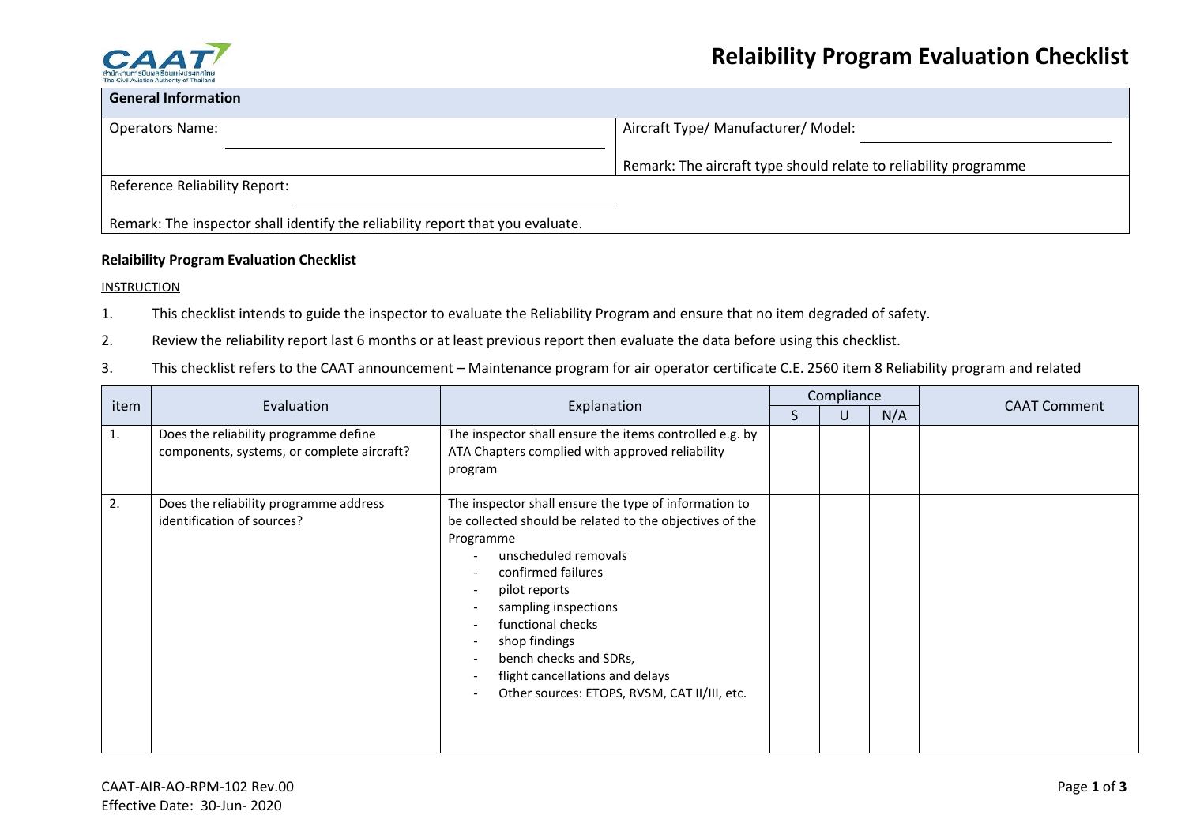# Relaibility Program Evaluation Checklist

| General Information | |
|---|---|
| Operators Name: ______________________ | Aircraft Type/ Manufacturer/ Model: ______________________<br><br>Remark: The aircraft type should relate to reliability programme |
| Reference Reliability Report: ______________________<br><br>Remark: The inspector shall identify the reliability report that you evaluate. | |

**Relaibility Program Evaluation Checklist**

INSTRUCTION

1. This checklist intends to guide the inspector to evaluate the Reliability Program and ensure that no item degraded of safety.
2. Review the reliability report last 6 months or at least previous report then evaluate the data before using this checklist.
3. This checklist refers to the CAAT announcement – Maintenance program for air operator certificate C.E. 2560 item 8 Reliability program and related

| item | Evaluation | Explanation | Compliance | | | CAAT Comment |
|---|---|---|---|---|---|---|
| | | | S | U | N/A | |
| 1. | Does the reliability programme define components, systems, or complete aircraft? | The inspector shall ensure the items controlled e.g. by ATA Chapters complied with approved reliability program | | | | |
| 2. | Does the reliability programme address identification of sources? | The inspector shall ensure the type of information to be collected should be related to the objectives of the Programme<br>- unscheduled removals<br>- confirmed failures<br>- pilot reports<br>- sampling inspections<br>- functional checks<br>- shop findings<br>- bench checks and SDRs,<br>- flight cancellations and delays<br>- Other sources: ETOPS, RVSM, CAT II/III, etc. | | | | |

CAAT-AIR-AO-RPM-102 Rev.00
Effective Date: 30-Jun- 2020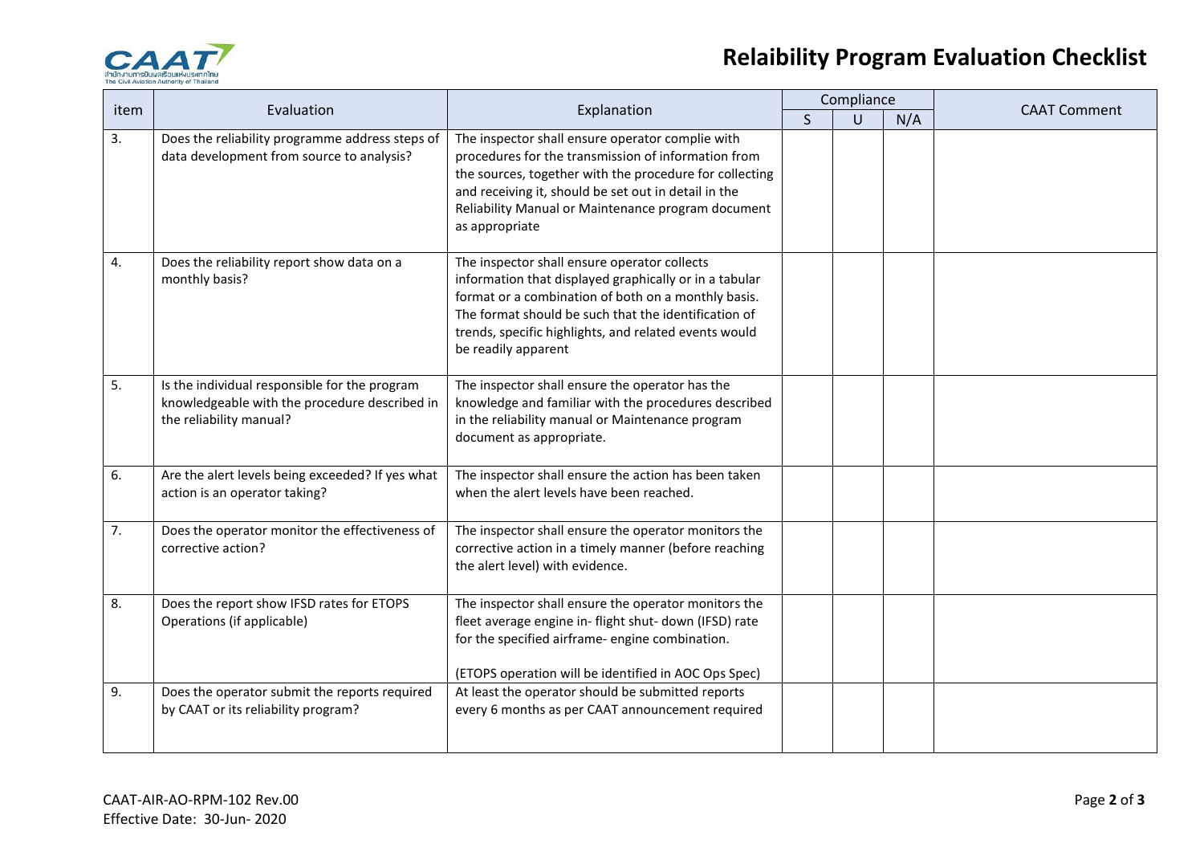# Relaibility Program Evaluation Checklist

| item | Evaluation | Explanation | Compliance | | | CAAT Comment |
|---|---|---|---|---|---|---|
| | | | S | U | N/A | |
| 3. | Does the reliability programme address steps of data development from source to analysis? | The inspector shall ensure operator complie with procedures for the transmission of information from the sources, together with the procedure for collecting and receiving it, should be set out in detail in the Reliability Manual or Maintenance program document as appropriate | | | | |
| 4. | Does the reliability report show data on a monthly basis? | The inspector shall ensure operator collects information that displayed graphically or in a tabular format or a combination of both on a monthly basis. The format should be such that the identification of trends, specific highlights, and related events would be readily apparent | | | | |
| 5. | Is the individual responsible for the program knowledgeable with the procedure described in the reliability manual? | The inspector shall ensure the operator has the knowledge and familiar with the procedures described in the reliability manual or Maintenance program document as appropriate. | | | | |
| 6. | Are the alert levels being exceeded? If yes what action is an operator taking? | The inspector shall ensure the action has been taken when the alert levels have been reached. | | | | |
| 7. | Does the operator monitor the effectiveness of corrective action? | The inspector shall ensure the operator monitors the corrective action in a timely manner (before reaching the alert level) with evidence. | | | | |
| 8. | Does the report show IFSD rates for ETOPS Operations (if applicable) | The inspector shall ensure the operator monitors the fleet average engine in- flight shut- down (IFSD) rate for the specified airframe- engine combination.<br><br>(ETOPS operation will be identified in AOC Ops Spec) | | | | |
| 9. | Does the operator submit the reports required by CAAT or its reliability program? | At least the operator should be submitted reports every 6 months as per CAAT announcement required | | | | |

CAAT-AIR-AO-RPM-102 Rev.00
Effective Date: 30-Jun- 2020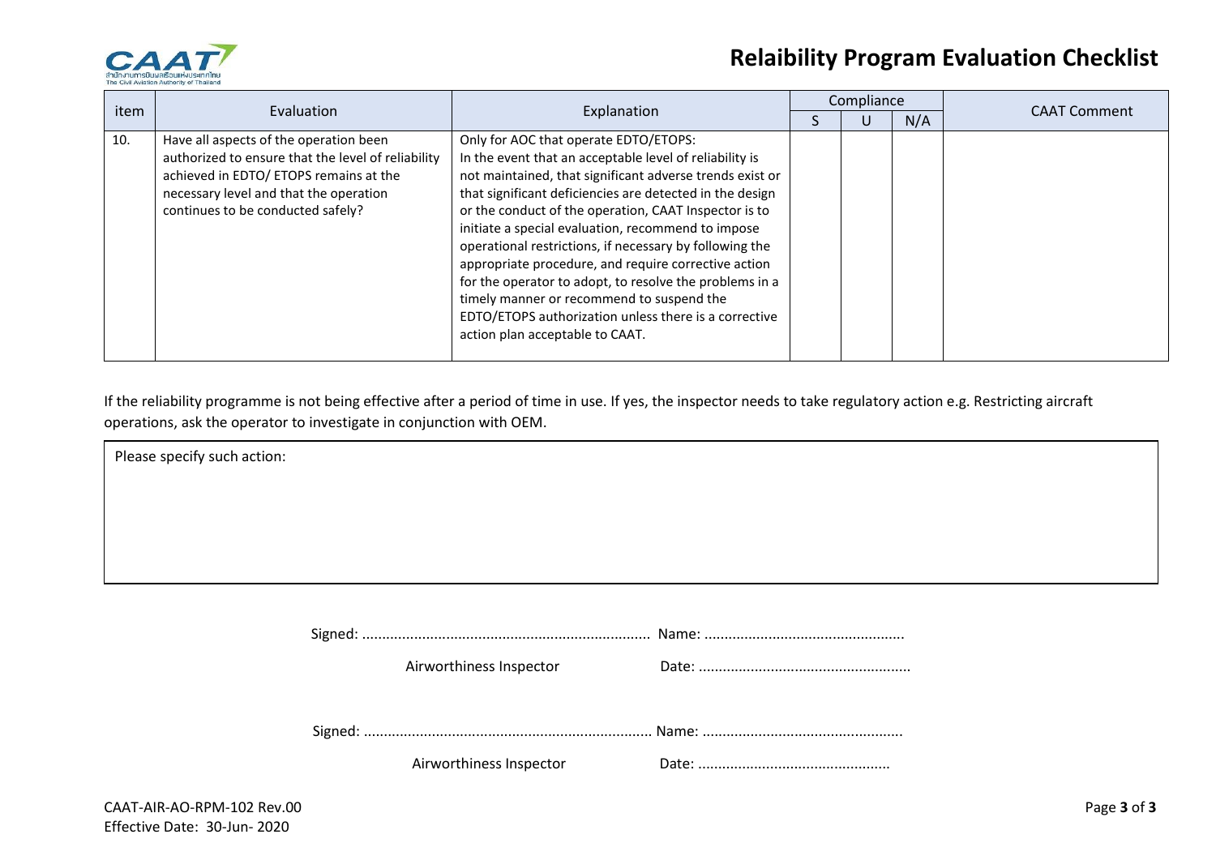# Relaibility Program Evaluation Checklist

| item | Evaluation | Explanation | Compliance | | | CAAT Comment |
|---|---|---|---|---|---|---|
| | | | S | U | N/A | |
| 10. | Have all aspects of the operation been authorized to ensure that the level of reliability achieved in EDTO/ ETOPS remains at the necessary level and that the operation continues to be conducted safely? | Only for AOC that operate EDTO/ETOPS: In the event that an acceptable level of reliability is not maintained, that significant adverse trends exist or that significant deficiencies are detected in the design or the conduct of the operation, CAAT Inspector is to initiate a special evaluation, recommend to impose operational restrictions, if necessary by following the appropriate procedure, and require corrective action for the operator to adopt, to resolve the problems in a timely manner or recommend to suspend the EDTO/ETOPS authorization unless there is a corrective action plan acceptable to CAAT. | | | | |

If the reliability programme is not being effective after a period of time in use. If yes, the inspector needs to take regulatory action e.g. Restricting aircraft operations, ask the operator to investigate in conjunction with OEM.

| |
|---|
| Please specify such action: |

Signed: ....................................................................... Name: .................................................

Airworthiness Inspector Date: ....................................................

Signed: ....................................................................... Name: .................................................

Airworthiness Inspector Date: ...............................................

CAAT-AIR-AO-RPM-102 Rev.00
Effective Date: 30-Jun- 2020